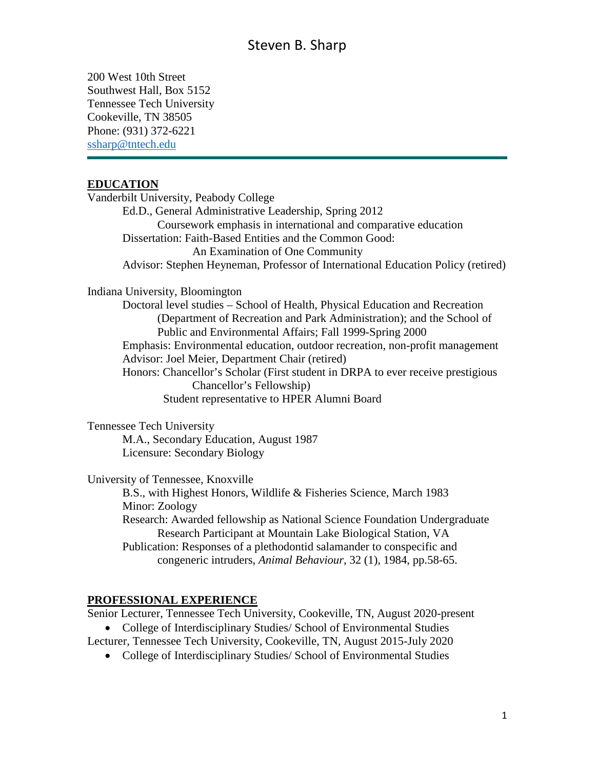# Steven B. Sharp

200 West 10th Street
Southwest Hall, Box 5152
Tennessee Tech University
Cookeville, TN 38505
Phone: (931) 372-6221
ssharp@tntech.edu

---

## EDUCATION

Vanderbilt University, Peabody College

Ed.D., General Administrative Leadership, Spring 2012
Coursework emphasis in international and comparative education
Dissertation: Faith-Based Entities and the Common Good:
An Examination of One Community
Advisor: Stephen Heyneman, Professor of International Education Policy (retired)

Indiana University, Bloomington

Doctoral level studies – School of Health, Physical Education and Recreation (Department of Recreation and Park Administration); and the School of Public and Environmental Affairs; Fall 1999-Spring 2000
Emphasis: Environmental education, outdoor recreation, non-profit management
Advisor: Joel Meier, Department Chair (retired)
Honors: Chancellor's Scholar (First student in DRPA to ever receive prestigious Chancellor's Fellowship)
Student representative to HPER Alumni Board

Tennessee Tech University

M.A., Secondary Education, August 1987
Licensure: Secondary Biology

University of Tennessee, Knoxville

B.S., with Highest Honors, Wildlife & Fisheries Science, March 1983
Minor: Zoology
Research: Awarded fellowship as National Science Foundation Undergraduate Research Participant at Mountain Lake Biological Station, VA
Publication: Responses of a plethodontid salamander to conspecific and congeneric intruders, *Animal Behaviour*, 32 (1), 1984, pp.58-65.

## PROFESSIONAL EXPERIENCE

Senior Lecturer, Tennessee Tech University, Cookeville, TN, August 2020-present

- College of Interdisciplinary Studies/ School of Environmental Studies

Lecturer, Tennessee Tech University, Cookeville, TN, August 2015-July 2020

- College of Interdisciplinary Studies/ School of Environmental Studies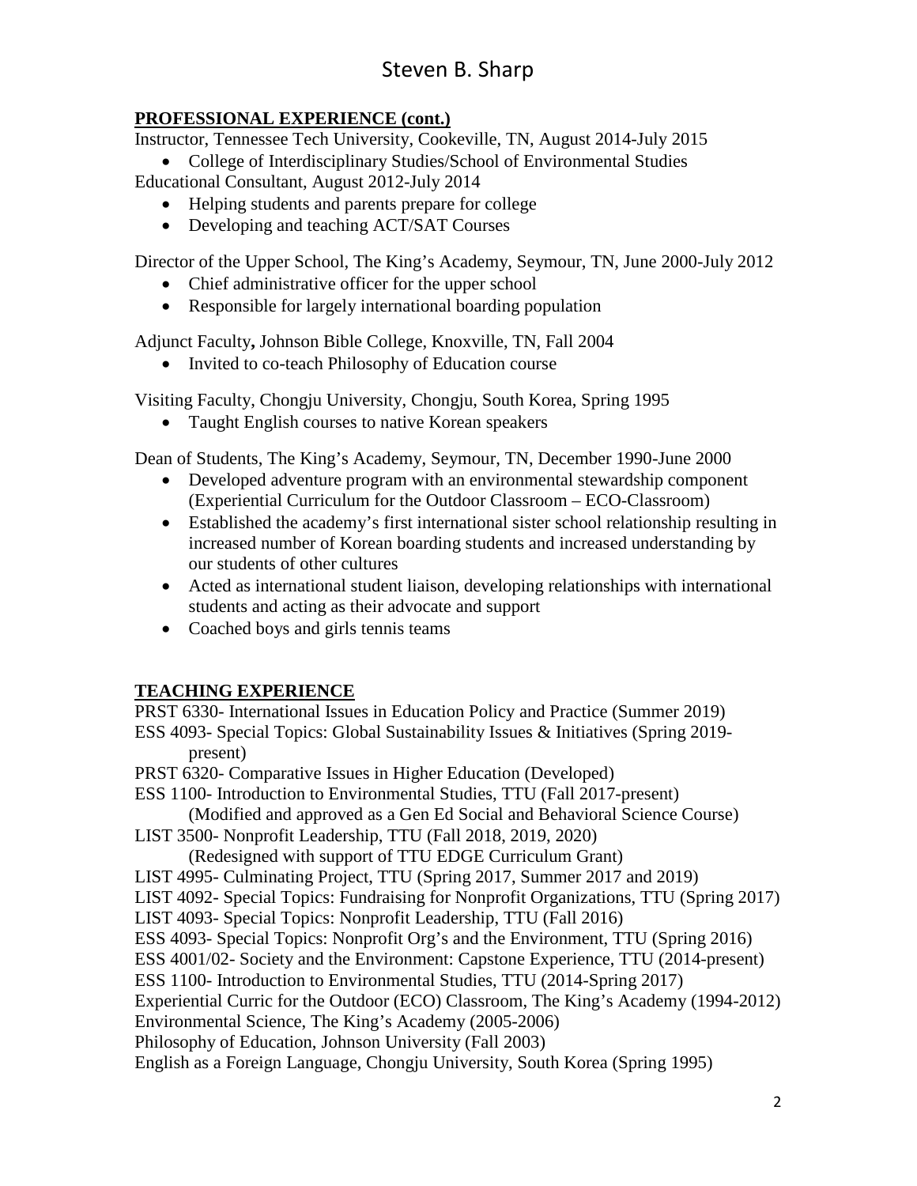## PROFESSIONAL EXPERIENCE (cont.)

Instructor, Tennessee Tech University, Cookeville, TN, August 2014-July 2015

- College of Interdisciplinary Studies/School of Environmental Studies

Educational Consultant, August 2012-July 2014

- Helping students and parents prepare for college
- Developing and teaching ACT/SAT Courses

Director of the Upper School, The King's Academy, Seymour, TN, June 2000-July 2012

- Chief administrative officer for the upper school
- Responsible for largely international boarding population

Adjunct Faculty**,** Johnson Bible College, Knoxville, TN, Fall 2004

- Invited to co-teach Philosophy of Education course

Visiting Faculty, Chongju University, Chongju, South Korea, Spring 1995

- Taught English courses to native Korean speakers

Dean of Students, The King's Academy, Seymour, TN, December 1990-June 2000

- Developed adventure program with an environmental stewardship component (Experiential Curriculum for the Outdoor Classroom – ECO-Classroom)
- Established the academy's first international sister school relationship resulting in increased number of Korean boarding students and increased understanding by our students of other cultures
- Acted as international student liaison, developing relationships with international students and acting as their advocate and support
- Coached boys and girls tennis teams

## TEACHING EXPERIENCE

PRST 6330- International Issues in Education Policy and Practice (Summer 2019)
ESS 4093- Special Topics: Global Sustainability Issues & Initiatives (Spring 2019-present)
PRST 6320- Comparative Issues in Higher Education (Developed)
ESS 1100- Introduction to Environmental Studies, TTU (Fall 2017-present)
(Modified and approved as a Gen Ed Social and Behavioral Science Course)
LIST 3500- Nonprofit Leadership, TTU (Fall 2018, 2019, 2020)
(Redesigned with support of TTU EDGE Curriculum Grant)
LIST 4995- Culminating Project, TTU (Spring 2017, Summer 2017 and 2019)
LIST 4092- Special Topics: Fundraising for Nonprofit Organizations, TTU (Spring 2017)
LIST 4093- Special Topics: Nonprofit Leadership, TTU (Fall 2016)
ESS 4093- Special Topics: Nonprofit Org's and the Environment, TTU (Spring 2016)
ESS 4001/02- Society and the Environment: Capstone Experience, TTU (2014-present)
ESS 1100- Introduction to Environmental Studies, TTU (2014-Spring 2017)
Experiential Curric for the Outdoor (ECO) Classroom, The King's Academy (1994-2012)
Environmental Science, The King's Academy (2005-2006)
Philosophy of Education, Johnson University (Fall 2003)
English as a Foreign Language, Chongju University, South Korea (Spring 1995)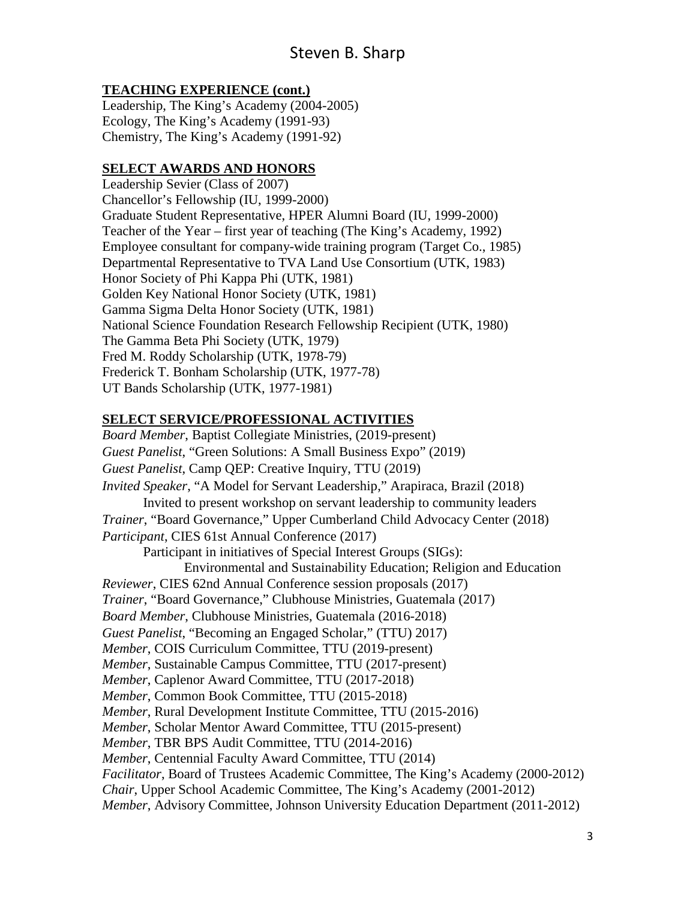## TEACHING EXPERIENCE (cont.)

Leadership, The King's Academy (2004-2005)
Ecology, The King's Academy (1991-93)
Chemistry, The King's Academy (1991-92)

## SELECT AWARDS AND HONORS

Leadership Sevier (Class of 2007)
Chancellor's Fellowship (IU, 1999-2000)
Graduate Student Representative, HPER Alumni Board (IU, 1999-2000)
Teacher of the Year – first year of teaching (The King's Academy, 1992)
Employee consultant for company-wide training program (Target Co., 1985)
Departmental Representative to TVA Land Use Consortium (UTK, 1983)
Honor Society of Phi Kappa Phi (UTK, 1981)
Golden Key National Honor Society (UTK, 1981)
Gamma Sigma Delta Honor Society (UTK, 1981)
National Science Foundation Research Fellowship Recipient (UTK, 1980)
The Gamma Beta Phi Society (UTK, 1979)
Fred M. Roddy Scholarship (UTK, 1978-79)
Frederick T. Bonham Scholarship (UTK, 1977-78)
UT Bands Scholarship (UTK, 1977-1981)

## SELECT SERVICE/PROFESSIONAL ACTIVITIES

*Board Member*, Baptist Collegiate Ministries, (2019-present)
*Guest Panelist*, "Green Solutions: A Small Business Expo" (2019)
*Guest Panelist*, Camp QEP: Creative Inquiry, TTU (2019)
*Invited Speaker*, "A Model for Servant Leadership," Arapiraca, Brazil (2018)
    Invited to present workshop on servant leadership to community leaders
*Trainer*, "Board Governance," Upper Cumberland Child Advocacy Center (2018)
*Participant*, CIES 61st Annual Conference (2017)
    Participant in initiatives of Special Interest Groups (SIGs):
        Environmental and Sustainability Education; Religion and Education
*Reviewer*, CIES 62nd Annual Conference session proposals (2017)
*Trainer*, "Board Governance," Clubhouse Ministries, Guatemala (2017)
*Board Member*, Clubhouse Ministries, Guatemala (2016-2018)
*Guest Panelist*, "Becoming an Engaged Scholar," (TTU) 2017)
*Member*, COIS Curriculum Committee, TTU (2019-present)
*Member*, Sustainable Campus Committee, TTU (2017-present)
*Member*, Caplenor Award Committee, TTU (2017-2018)
*Member*, Common Book Committee, TTU (2015-2018)
*Member*, Rural Development Institute Committee, TTU (2015-2016)
*Member*, Scholar Mentor Award Committee, TTU (2015-present)
*Member*, TBR BPS Audit Committee, TTU (2014-2016)
*Member*, Centennial Faculty Award Committee, TTU (2014)
*Facilitator*, Board of Trustees Academic Committee, The King's Academy (2000-2012)
*Chair*, Upper School Academic Committee, The King's Academy (2001-2012)
*Member*, Advisory Committee, Johnson University Education Department (2011-2012)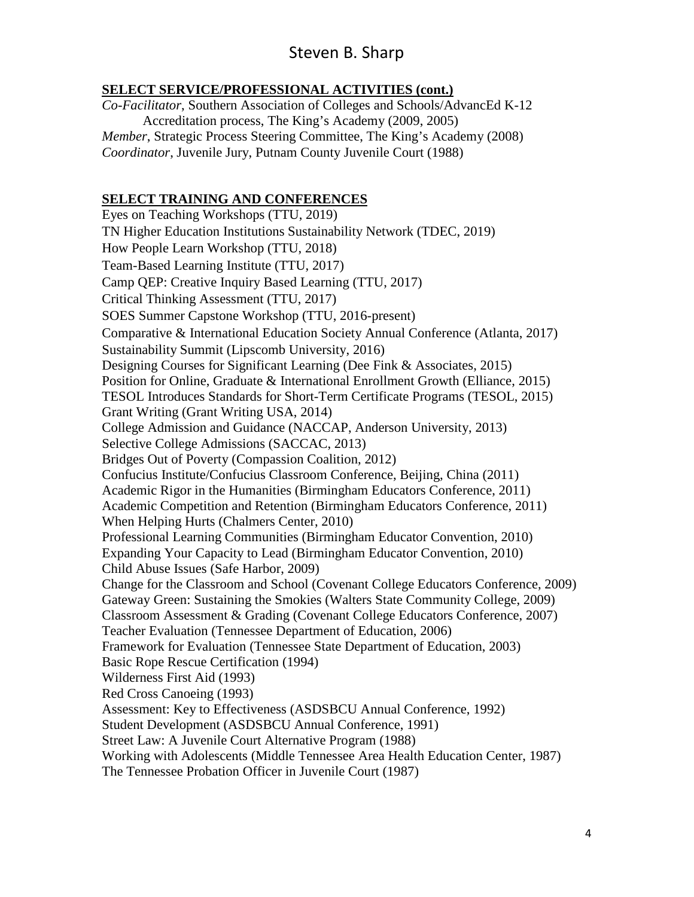## SELECT SERVICE/PROFESSIONAL ACTIVITIES (cont.)

*Co-Facilitator*, Southern Association of Colleges and Schools/AdvancEd K-12 Accreditation process, The King's Academy (2009, 2005)
*Member*, Strategic Process Steering Committee, The King's Academy (2008)
*Coordinator*, Juvenile Jury, Putnam County Juvenile Court (1988)

## SELECT TRAINING AND CONFERENCES

Eyes on Teaching Workshops (TTU, 2019)
TN Higher Education Institutions Sustainability Network (TDEC, 2019)
How People Learn Workshop (TTU, 2018)
Team-Based Learning Institute (TTU, 2017)
Camp QEP: Creative Inquiry Based Learning (TTU, 2017)
Critical Thinking Assessment (TTU, 2017)
SOES Summer Capstone Workshop (TTU, 2016-present)
Comparative & International Education Society Annual Conference (Atlanta, 2017)
Sustainability Summit (Lipscomb University, 2016)
Designing Courses for Significant Learning (Dee Fink & Associates, 2015)
Position for Online, Graduate & International Enrollment Growth (Elliance, 2015)
TESOL Introduces Standards for Short-Term Certificate Programs (TESOL, 2015)
Grant Writing (Grant Writing USA, 2014)
College Admission and Guidance (NACCAP, Anderson University, 2013)
Selective College Admissions (SACCAC, 2013)
Bridges Out of Poverty (Compassion Coalition, 2012)
Confucius Institute/Confucius Classroom Conference, Beijing, China (2011)
Academic Rigor in the Humanities (Birmingham Educators Conference, 2011)
Academic Competition and Retention (Birmingham Educators Conference, 2011)
When Helping Hurts (Chalmers Center, 2010)
Professional Learning Communities (Birmingham Educator Convention, 2010)
Expanding Your Capacity to Lead (Birmingham Educator Convention, 2010)
Child Abuse Issues (Safe Harbor, 2009)
Change for the Classroom and School (Covenant College Educators Conference, 2009)
Gateway Green: Sustaining the Smokies (Walters State Community College, 2009)
Classroom Assessment & Grading (Covenant College Educators Conference, 2007)
Teacher Evaluation (Tennessee Department of Education, 2006)
Framework for Evaluation (Tennessee State Department of Education, 2003)
Basic Rope Rescue Certification (1994)
Wilderness First Aid (1993)
Red Cross Canoeing (1993)
Assessment: Key to Effectiveness (ASDSBCU Annual Conference, 1992)
Student Development (ASDSBCU Annual Conference, 1991)
Street Law: A Juvenile Court Alternative Program (1988)
Working with Adolescents (Middle Tennessee Area Health Education Center, 1987)
The Tennessee Probation Officer in Juvenile Court (1987)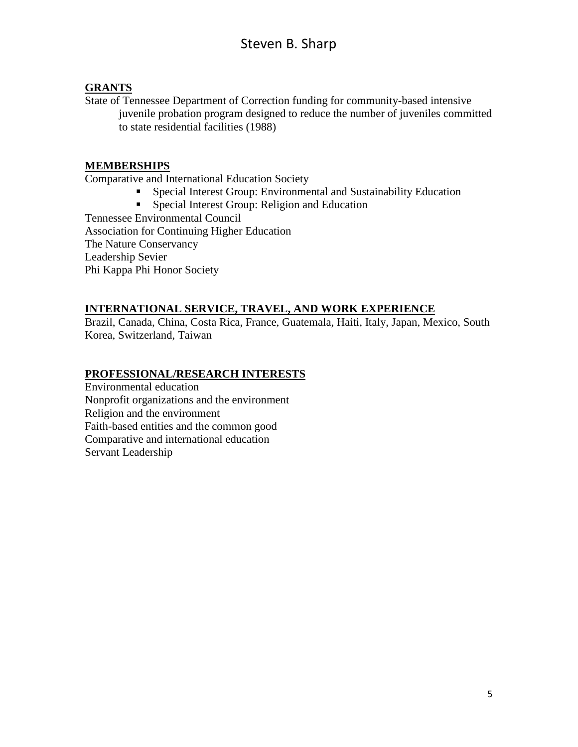## GRANTS

State of Tennessee Department of Correction funding for community-based intensive juvenile probation program designed to reduce the number of juveniles committed to state residential facilities (1988)

## MEMBERSHIPS

Comparative and International Education Society

- Special Interest Group: Environmental and Sustainability Education
- Special Interest Group: Religion and Education

Tennessee Environmental Council
Association for Continuing Higher Education
The Nature Conservancy
Leadership Sevier
Phi Kappa Phi Honor Society

## INTERNATIONAL SERVICE, TRAVEL, AND WORK EXPERIENCE

Brazil, Canada, China, Costa Rica, France, Guatemala, Haiti, Italy, Japan, Mexico, South Korea, Switzerland, Taiwan

## PROFESSIONAL/RESEARCH INTERESTS

Environmental education
Nonprofit organizations and the environment
Religion and the environment
Faith-based entities and the common good
Comparative and international education
Servant Leadership